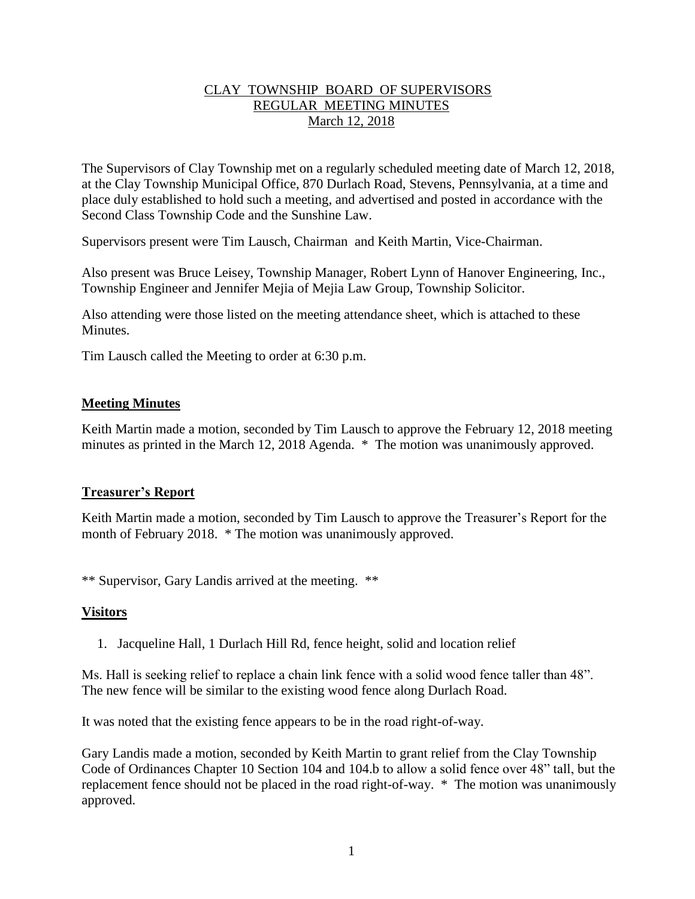# CLAY TOWNSHIP BOARD OF SUPERVISORS
# REGULAR MEETING MINUTES
# March 12, 2018

The Supervisors of Clay Township met on a regularly scheduled meeting date of March 12, 2018, at the Clay Township Municipal Office, 870 Durlach Road, Stevens, Pennsylvania, at a time and place duly established to hold such a meeting, and advertised and posted in accordance with the Second Class Township Code and the Sunshine Law.

Supervisors present were Tim Lausch, Chairman and Keith Martin, Vice-Chairman.

Also present was Bruce Leisey, Township Manager, Robert Lynn of Hanover Engineering, Inc., Township Engineer and Jennifer Mejia of Mejia Law Group, Township Solicitor.

Also attending were those listed on the meeting attendance sheet, which is attached to these Minutes.

Tim Lausch called the Meeting to order at 6:30 p.m.

## Meeting Minutes

Keith Martin made a motion, seconded by Tim Lausch to approve the February 12, 2018 meeting minutes as printed in the March 12, 2018 Agenda. * The motion was unanimously approved.

## Treasurer's Report

Keith Martin made a motion, seconded by Tim Lausch to approve the Treasurer's Report for the month of February 2018. * The motion was unanimously approved.

** Supervisor, Gary Landis arrived at the meeting. **

## Visitors

1. Jacqueline Hall, 1 Durlach Hill Rd, fence height, solid and location relief

Ms. Hall is seeking relief to replace a chain link fence with a solid wood fence taller than 48". The new fence will be similar to the existing wood fence along Durlach Road.

It was noted that the existing fence appears to be in the road right-of-way.

Gary Landis made a motion, seconded by Keith Martin to grant relief from the Clay Township Code of Ordinances Chapter 10 Section 104 and 104.b to allow a solid fence over 48" tall, but the replacement fence should not be placed in the road right-of-way. * The motion was unanimously approved.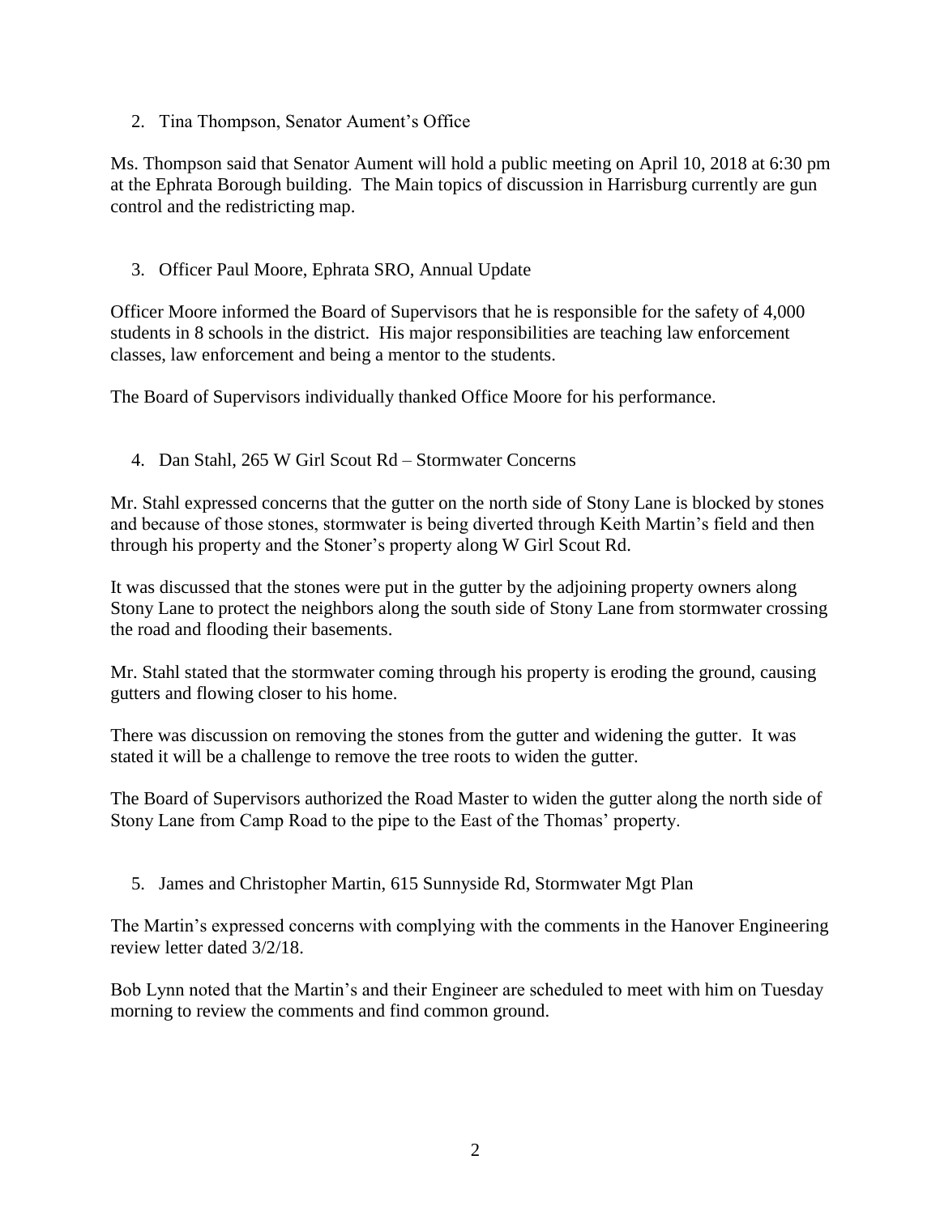2. Tina Thompson, Senator Aument's Office

Ms. Thompson said that Senator Aument will hold a public meeting on April 10, 2018 at 6:30 pm at the Ephrata Borough building. The Main topics of discussion in Harrisburg currently are gun control and the redistricting map.

3. Officer Paul Moore, Ephrata SRO, Annual Update

Officer Moore informed the Board of Supervisors that he is responsible for the safety of 4,000 students in 8 schools in the district. His major responsibilities are teaching law enforcement classes, law enforcement and being a mentor to the students.

The Board of Supervisors individually thanked Office Moore for his performance.

4. Dan Stahl, 265 W Girl Scout Rd – Stormwater Concerns

Mr. Stahl expressed concerns that the gutter on the north side of Stony Lane is blocked by stones and because of those stones, stormwater is being diverted through Keith Martin's field and then through his property and the Stoner's property along W Girl Scout Rd.

It was discussed that the stones were put in the gutter by the adjoining property owners along Stony Lane to protect the neighbors along the south side of Stony Lane from stormwater crossing the road and flooding their basements.

Mr. Stahl stated that the stormwater coming through his property is eroding the ground, causing gutters and flowing closer to his home.

There was discussion on removing the stones from the gutter and widening the gutter. It was stated it will be a challenge to remove the tree roots to widen the gutter.

The Board of Supervisors authorized the Road Master to widen the gutter along the north side of Stony Lane from Camp Road to the pipe to the East of the Thomas' property.

5. James and Christopher Martin, 615 Sunnyside Rd, Stormwater Mgt Plan

The Martin's expressed concerns with complying with the comments in the Hanover Engineering review letter dated 3/2/18.

Bob Lynn noted that the Martin's and their Engineer are scheduled to meet with him on Tuesday morning to review the comments and find common ground.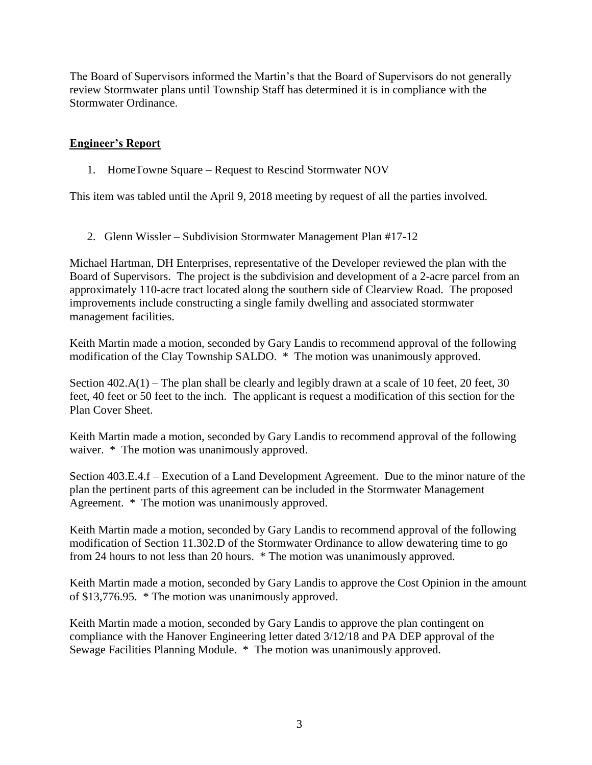The Board of Supervisors informed the Martin's that the Board of Supervisors do not generally review Stormwater plans until Township Staff has determined it is in compliance with the Stormwater Ordinance.

## **Engineer's Report**

1. HomeTowne Square – Request to Rescind Stormwater NOV

This item was tabled until the April 9, 2018 meeting by request of all the parties involved.

2. Glenn Wissler – Subdivision Stormwater Management Plan #17-12

Michael Hartman, DH Enterprises, representative of the Developer reviewed the plan with the Board of Supervisors. The project is the subdivision and development of a 2-acre parcel from an approximately 110-acre tract located along the southern side of Clearview Road. The proposed improvements include constructing a single family dwelling and associated stormwater management facilities.

Keith Martin made a motion, seconded by Gary Landis to recommend approval of the following modification of the Clay Township SALDO. * The motion was unanimously approved.

Section 402.A(1) – The plan shall be clearly and legibly drawn at a scale of 10 feet, 20 feet, 30 feet, 40 feet or 50 feet to the inch. The applicant is request a modification of this section for the Plan Cover Sheet.

Keith Martin made a motion, seconded by Gary Landis to recommend approval of the following waiver. * The motion was unanimously approved.

Section 403.E.4.f – Execution of a Land Development Agreement. Due to the minor nature of the plan the pertinent parts of this agreement can be included in the Stormwater Management Agreement. * The motion was unanimously approved.

Keith Martin made a motion, seconded by Gary Landis to recommend approval of the following modification of Section 11.302.D of the Stormwater Ordinance to allow dewatering time to go from 24 hours to not less than 20 hours. * The motion was unanimously approved.

Keith Martin made a motion, seconded by Gary Landis to approve the Cost Opinion in the amount of $13,776.95. * The motion was unanimously approved.

Keith Martin made a motion, seconded by Gary Landis to approve the plan contingent on compliance with the Hanover Engineering letter dated 3/12/18 and PA DEP approval of the Sewage Facilities Planning Module. * The motion was unanimously approved.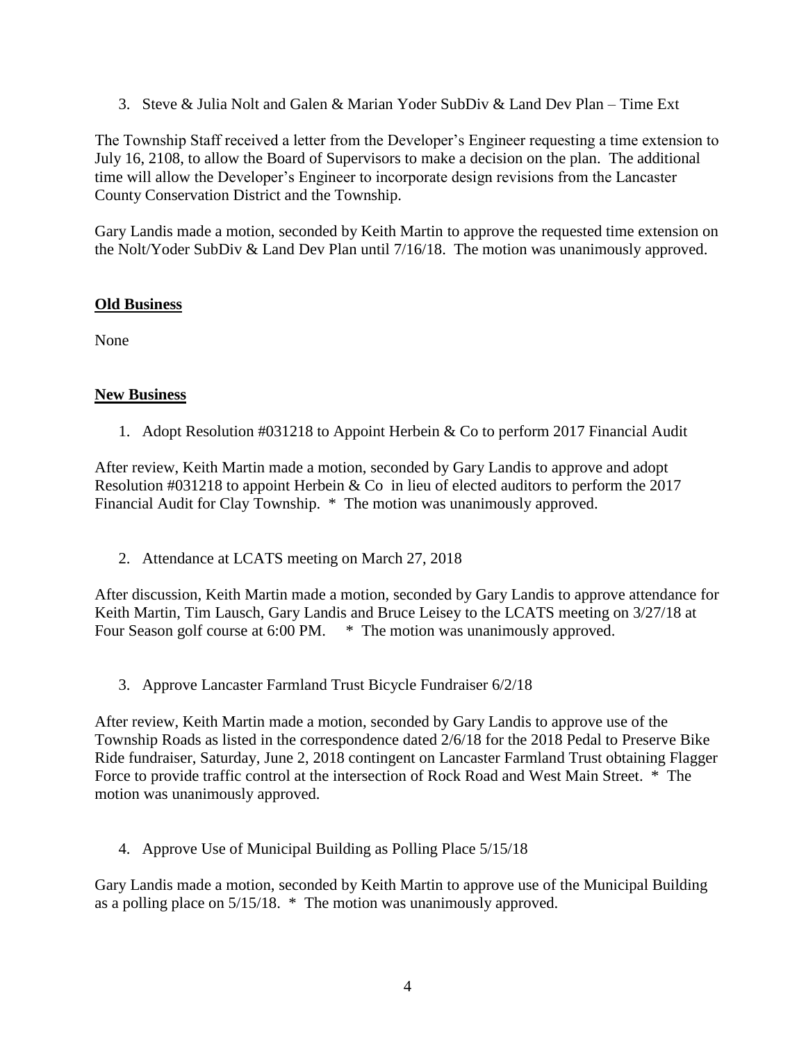3. Steve & Julia Nolt and Galen & Marian Yoder SubDiv & Land Dev Plan – Time Ext

The Township Staff received a letter from the Developer's Engineer requesting a time extension to July 16, 2108, to allow the Board of Supervisors to make a decision on the plan. The additional time will allow the Developer's Engineer to incorporate design revisions from the Lancaster County Conservation District and the Township.

Gary Landis made a motion, seconded by Keith Martin to approve the requested time extension on the Nolt/Yoder SubDiv & Land Dev Plan until 7/16/18. The motion was unanimously approved.

**Old Business**

None

**New Business**

1. Adopt Resolution #031218 to Appoint Herbein & Co to perform 2017 Financial Audit

After review, Keith Martin made a motion, seconded by Gary Landis to approve and adopt Resolution #031218 to appoint Herbein & Co in lieu of elected auditors to perform the 2017 Financial Audit for Clay Township. * The motion was unanimously approved.

2. Attendance at LCATS meeting on March 27, 2018

After discussion, Keith Martin made a motion, seconded by Gary Landis to approve attendance for Keith Martin, Tim Lausch, Gary Landis and Bruce Leisey to the LCATS meeting on 3/27/18 at Four Season golf course at 6:00 PM. * The motion was unanimously approved.

3. Approve Lancaster Farmland Trust Bicycle Fundraiser 6/2/18

After review, Keith Martin made a motion, seconded by Gary Landis to approve use of the Township Roads as listed in the correspondence dated 2/6/18 for the 2018 Pedal to Preserve Bike Ride fundraiser, Saturday, June 2, 2018 contingent on Lancaster Farmland Trust obtaining Flagger Force to provide traffic control at the intersection of Rock Road and West Main Street. * The motion was unanimously approved.

4. Approve Use of Municipal Building as Polling Place 5/15/18

Gary Landis made a motion, seconded by Keith Martin to approve use of the Municipal Building as a polling place on 5/15/18. * The motion was unanimously approved.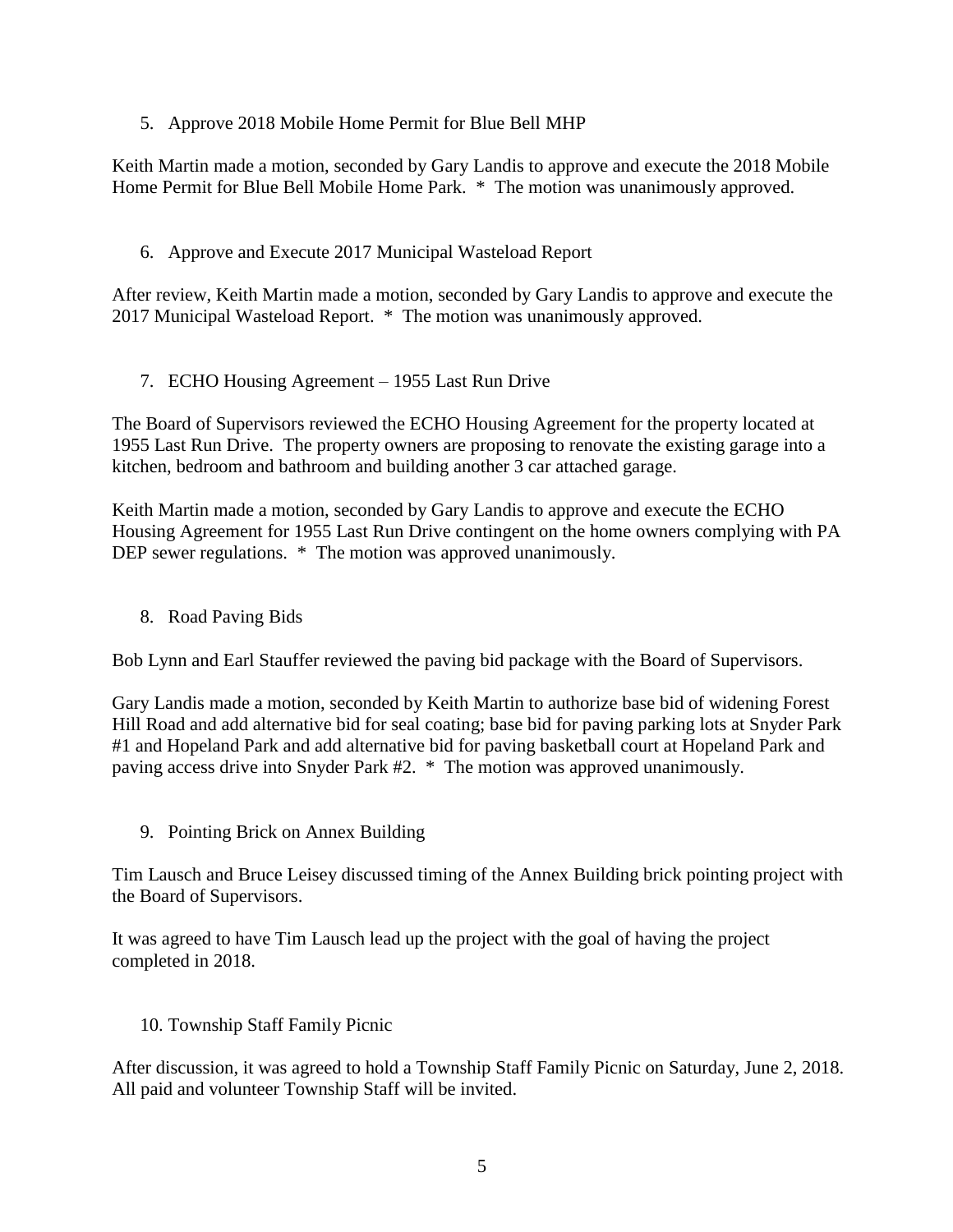5. Approve 2018 Mobile Home Permit for Blue Bell MHP

Keith Martin made a motion, seconded by Gary Landis to approve and execute the 2018 Mobile Home Permit for Blue Bell Mobile Home Park. * The motion was unanimously approved.

6. Approve and Execute 2017 Municipal Wasteload Report

After review, Keith Martin made a motion, seconded by Gary Landis to approve and execute the 2017 Municipal Wasteload Report. * The motion was unanimously approved.

7. ECHO Housing Agreement – 1955 Last Run Drive

The Board of Supervisors reviewed the ECHO Housing Agreement for the property located at 1955 Last Run Drive. The property owners are proposing to renovate the existing garage into a kitchen, bedroom and bathroom and building another 3 car attached garage.

Keith Martin made a motion, seconded by Gary Landis to approve and execute the ECHO Housing Agreement for 1955 Last Run Drive contingent on the home owners complying with PA DEP sewer regulations. * The motion was approved unanimously.

8. Road Paving Bids

Bob Lynn and Earl Stauffer reviewed the paving bid package with the Board of Supervisors.

Gary Landis made a motion, seconded by Keith Martin to authorize base bid of widening Forest Hill Road and add alternative bid for seal coating; base bid for paving parking lots at Snyder Park #1 and Hopeland Park and add alternative bid for paving basketball court at Hopeland Park and paving access drive into Snyder Park #2. * The motion was approved unanimously.

9. Pointing Brick on Annex Building

Tim Lausch and Bruce Leisey discussed timing of the Annex Building brick pointing project with the Board of Supervisors.

It was agreed to have Tim Lausch lead up the project with the goal of having the project completed in 2018.

10. Township Staff Family Picnic

After discussion, it was agreed to hold a Township Staff Family Picnic on Saturday, June 2, 2018. All paid and volunteer Township Staff will be invited.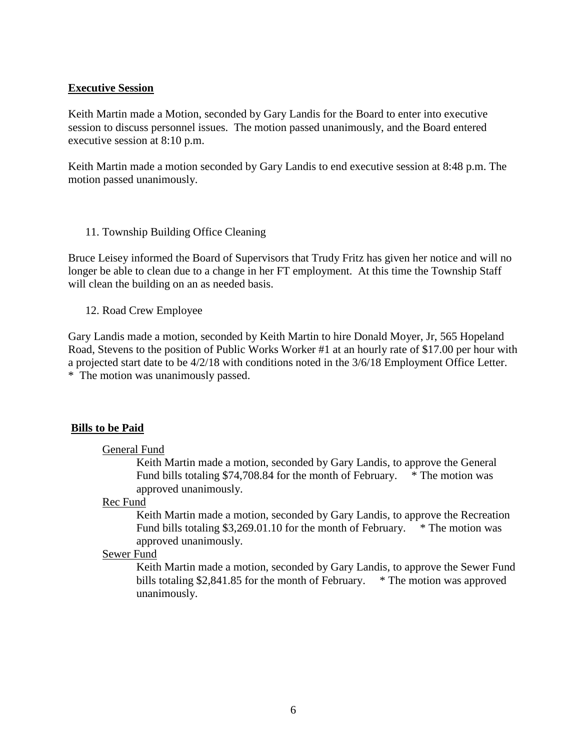**Executive Session**

Keith Martin made a Motion, seconded by Gary Landis for the Board to enter into executive session to discuss personnel issues. The motion passed unanimously, and the Board entered executive session at 8:10 p.m.

Keith Martin made a motion seconded by Gary Landis to end executive session at 8:48 p.m. The motion passed unanimously.

11. Township Building Office Cleaning

Bruce Leisey informed the Board of Supervisors that Trudy Fritz has given her notice and will no longer be able to clean due to a change in her FT employment. At this time the Township Staff will clean the building on an as needed basis.

12. Road Crew Employee

Gary Landis made a motion, seconded by Keith Martin to hire Donald Moyer, Jr, 565 Hopeland Road, Stevens to the position of Public Works Worker #1 at an hourly rate of $17.00 per hour with a projected start date to be 4/2/18 with conditions noted in the 3/6/18 Employment Office Letter.
* The motion was unanimously passed.

**Bills to be Paid**

General Fund

Keith Martin made a motion, seconded by Gary Landis, to approve the General Fund bills totaling $74,708.84 for the month of February. * The motion was approved unanimously.

Rec Fund

Keith Martin made a motion, seconded by Gary Landis, to approve the Recreation Fund bills totaling $3,269.01.10 for the month of February. * The motion was approved unanimously.

Sewer Fund

Keith Martin made a motion, seconded by Gary Landis, to approve the Sewer Fund bills totaling $2,841.85 for the month of February. * The motion was approved unanimously.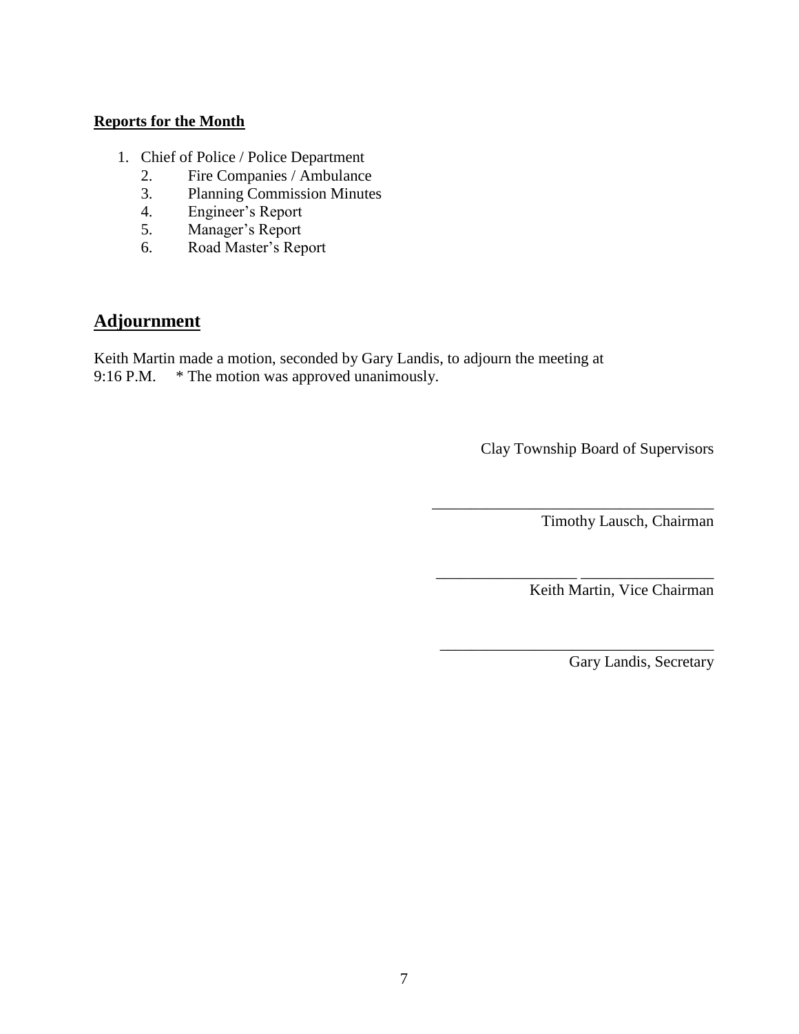**Reports for the Month**

1. Chief of Police / Police Department
2. Fire Companies / Ambulance
3. Planning Commission Minutes
4. Engineer's Report
5. Manager's Report
6. Road Master's Report

## Adjournment

Keith Martin made a motion, seconded by Gary Landis, to adjourn the meeting at 9:16 P.M. * The motion was approved unanimously.

Clay Township Board of Supervisors

_________________________________
Timothy Lausch, Chairman

_________________________________
Keith Martin, Vice Chairman

_________________________________
Gary Landis, Secretary